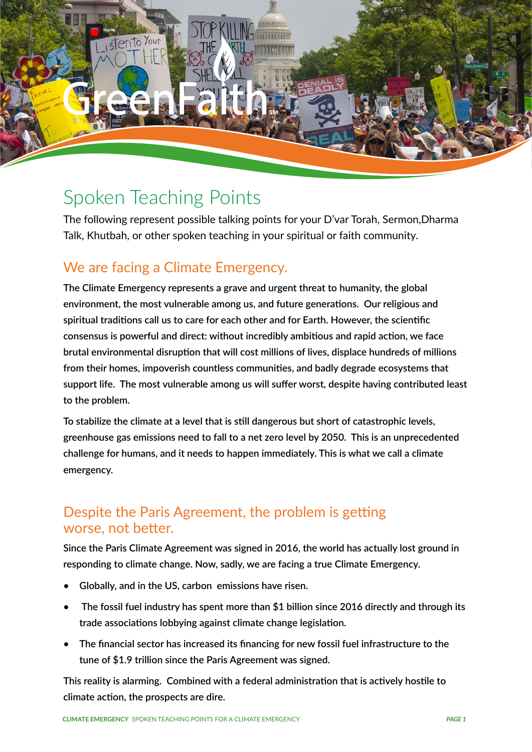GreenFaith

# Spoken Teaching Points

The following represent possible talking points for your D'var Torah, Sermon,Dharma Talk, Khutbah, or other spoken teaching in your spiritual or faith community.

## We are facing a Climate Emergency.

The Climate Emergency represents a grave and urgent threat to humanity, the global environment, the most vulnerable among us, and future generations. Our religious and spiritual traditions call us to care for each other and for Earth. However, the scientific consensus is powerful and direct: without incredibly ambitious and rapid action, we face brutal environmental disruption that will cost millions of lives, displace hundreds of millions from their homes, impoverish countless communities, and badly degrade ecosystems that support life. The most vulnerable among us will suffer worst, despite having contributed least to the problem.

To stabilize the climate at a level that is still dangerous but short of catastrophic levels, greenhouse gas emissions need to fall to a net zero level by 2050. This is an unprecedented challenge for humans, and it needs to happen immediately. This is what we call a climate emergency.

## Despite the Paris Agreement, the problem is getting worse, not better.

Since the Paris Climate Agreement was signed in 2016, the world has actually lost ground in responding to climate change. Now, sadly, we are facing a true Climate Emergency.

- Globally, and in the US, carbon emissions have risen.
- The fossil fuel industry has spent more than $1 billion since 2016 directly and through its trade associations lobbying against climate change legislation.
- The financial sector has increased its financing for new fossil fuel infrastructure to the tune of $1.9 trillion since the Paris Agreement was signed.

This reality is alarming. Combined with a federal administration that is actively hostile to climate action, the prospects are dire.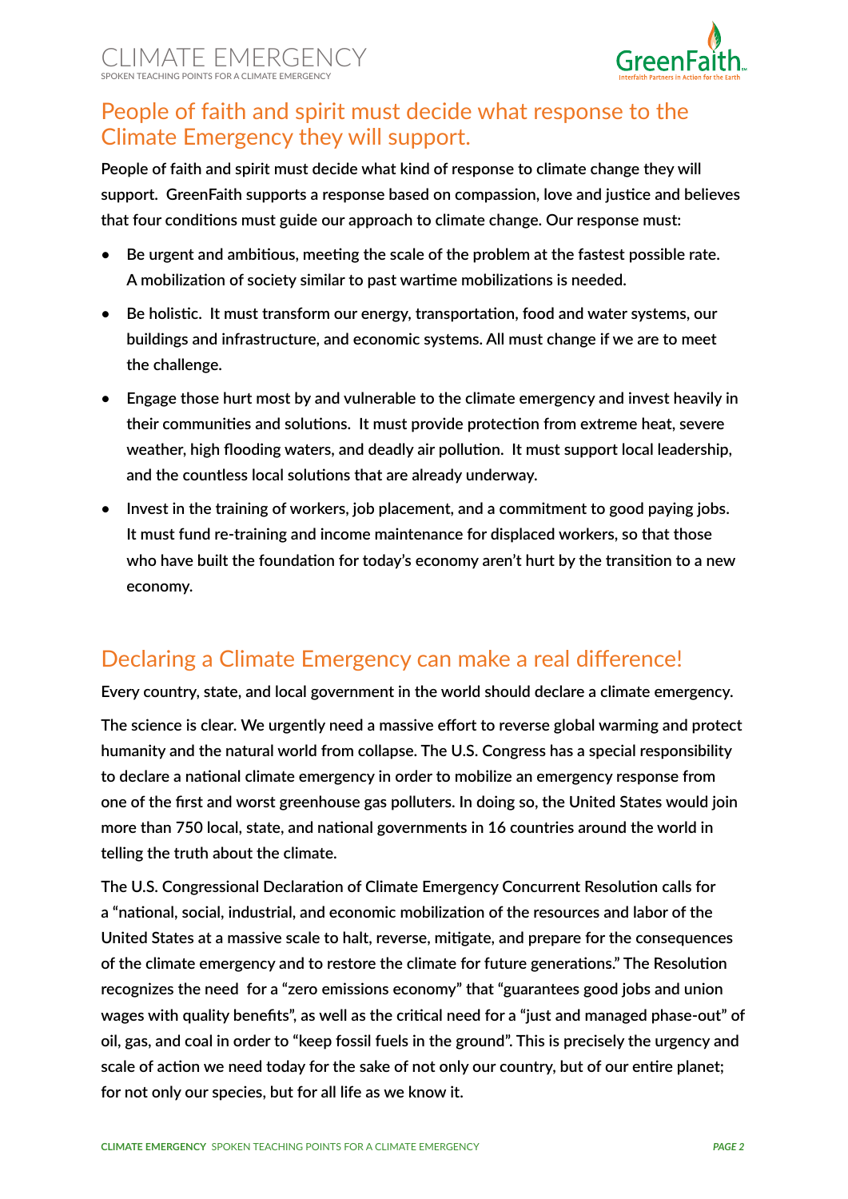## People of faith and spirit must decide what response to the Climate Emergency they will support.

**People of faith and spirit must decide what kind of response to climate change they will support. GreenFaith supports a response based on compassion, love and justice and believes that four conditions must guide our approach to climate change. Our response must:**

- **Be urgent and ambitious, meeting the scale of the problem at the fastest possible rate. A mobilization of society similar to past wartime mobilizations is needed.**
- **Be holistic. It must transform our energy, transportation, food and water systems, our buildings and infrastructure, and economic systems. All must change if we are to meet the challenge.**
- **Engage those hurt most by and vulnerable to the climate emergency and invest heavily in their communities and solutions. It must provide protection from extreme heat, severe weather, high flooding waters, and deadly air pollution. It must support local leadership, and the countless local solutions that are already underway.**
- **Invest in the training of workers, job placement, and a commitment to good paying jobs. It must fund re-training and income maintenance for displaced workers, so that those who have built the foundation for today's economy aren't hurt by the transition to a new economy.**

## Declaring a Climate Emergency can make a real difference!

**Every country, state, and local government in the world should declare a climate emergency.**

**The science is clear. We urgently need a massive effort to reverse global warming and protect humanity and the natural world from collapse. The U.S. Congress has a special responsibility to declare a national climate emergency in order to mobilize an emergency response from one of the first and worst greenhouse gas polluters. In doing so, the United States would join more than 750 local, state, and national governments in 16 countries around the world in telling the truth about the climate.**

**The U.S. Congressional Declaration of Climate Emergency Concurrent Resolution calls for a "national, social, industrial, and economic mobilization of the resources and labor of the United States at a massive scale to halt, reverse, mitigate, and prepare for the consequences of the climate emergency and to restore the climate for future generations." The Resolution recognizes the need for a "zero emissions economy" that "guarantees good jobs and union wages with quality benefits", as well as the critical need for a "just and managed phase-out" of oil, gas, and coal in order to "keep fossil fuels in the ground". This is precisely the urgency and scale of action we need today for the sake of not only our country, but of our entire planet; for not only our species, but for all life as we know it.**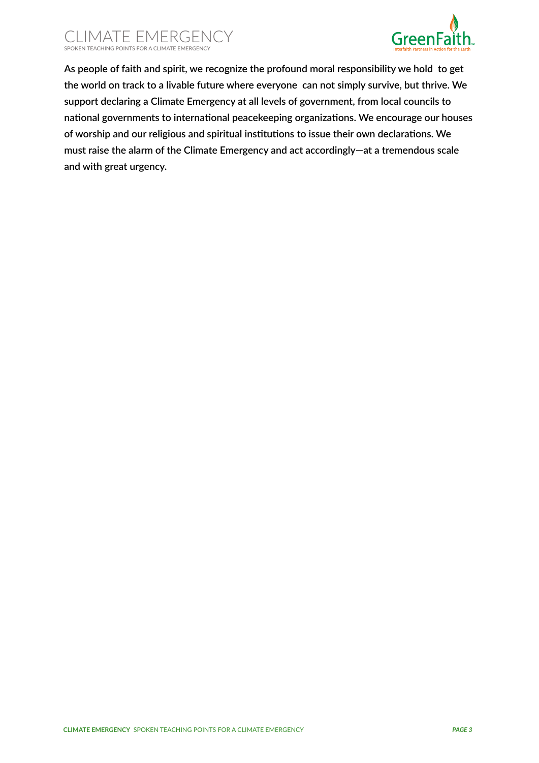**As people of faith and spirit, we recognize the profound moral responsibility we hold to get the world on track to a livable future where everyone can not simply survive, but thrive. We support declaring a Climate Emergency at all levels of government, from local councils to national governments to international peacekeeping organizations. We encourage our houses of worship and our religious and spiritual institutions to issue their own declarations. We must raise the alarm of the Climate Emergency and act accordingly—at a tremendous scale and with great urgency.**